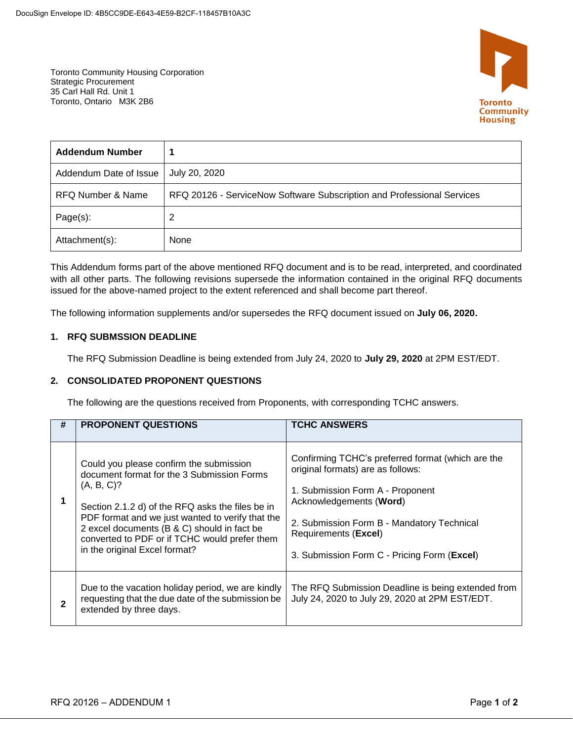DocuSign Envelope ID: 4B5CC9DE-E643-4E59-B2CF-118457B10A3C

Toronto Community Housing Corporation
Strategic Procurement
35 Carl Hall Rd. Unit 1
Toronto, Ontario M3K 2B6

| **Addendum Number** | **1** |
|---|---|
| Addendum Date of Issue | July 20, 2020 |
| RFQ Number & Name | RFQ 20126 - ServiceNow Software Subscription and Professional Services |
| Page(s): | 2 |
| Attachment(s): | None |

This Addendum forms part of the above mentioned RFQ document and is to be read, interpreted, and coordinated with all other parts. The following revisions supersede the information contained in the original RFQ documents issued for the above-named project to the extent referenced and shall become part thereof.

The following information supplements and/or supersedes the RFQ document issued on **July 06, 2020.**

## 1. RFQ SUBMSSION DEADLINE

The RFQ Submission Deadline is being extended from July 24, 2020 to **July 29, 2020** at 2PM EST/EDT.

## 2. CONSOLIDATED PROPONENT QUESTIONS

The following are the questions received from Proponents, with corresponding TCHC answers.

| # | PROPONENT QUESTIONS | TCHC ANSWERS |
|---|---|---|
| **1** | Could you please confirm the submission document format for the 3 Submission Forms (A, B, C)?<br><br>Section 2.1.2 d) of the RFQ asks the files be in PDF format and we just wanted to verify that the 2 excel documents (B & C) should in fact be converted to PDF or if TCHC would prefer them in the original Excel format? | Confirming TCHC's preferred format (which are the original formats) are as follows:<br><br>1. Submission Form A - Proponent Acknowledgements (**Word**)<br><br>2. Submission Form B - Mandatory Technical Requirements (**Excel**)<br><br>3. Submission Form C - Pricing Form (**Excel**) |
| **2** | Due to the vacation holiday period, we are kindly requesting that the due date of the submission be extended by three days. | The RFQ Submission Deadline is being extended from July 24, 2020 to July 29, 2020 at 2PM EST/EDT. |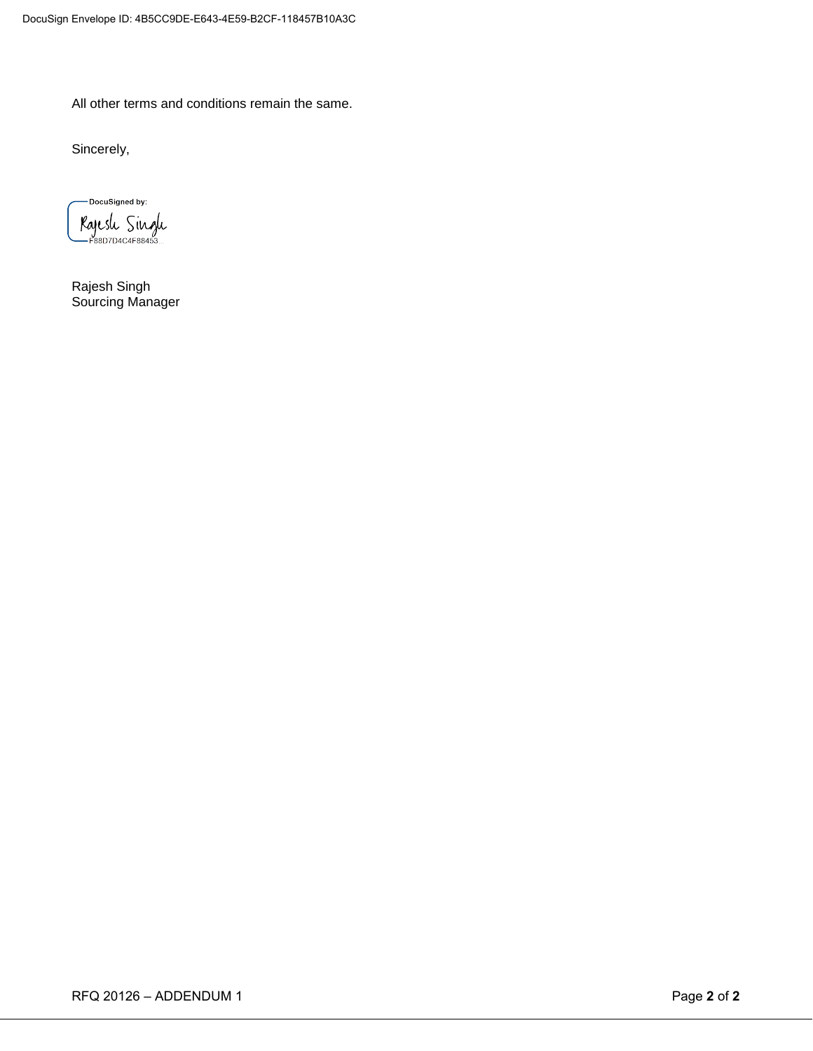All other terms and conditions remain the same.

Sincerely,

DocuSigned by:
Rajesh Singh
F88D7D4C4F88453...

Rajesh Singh
Sourcing Manager